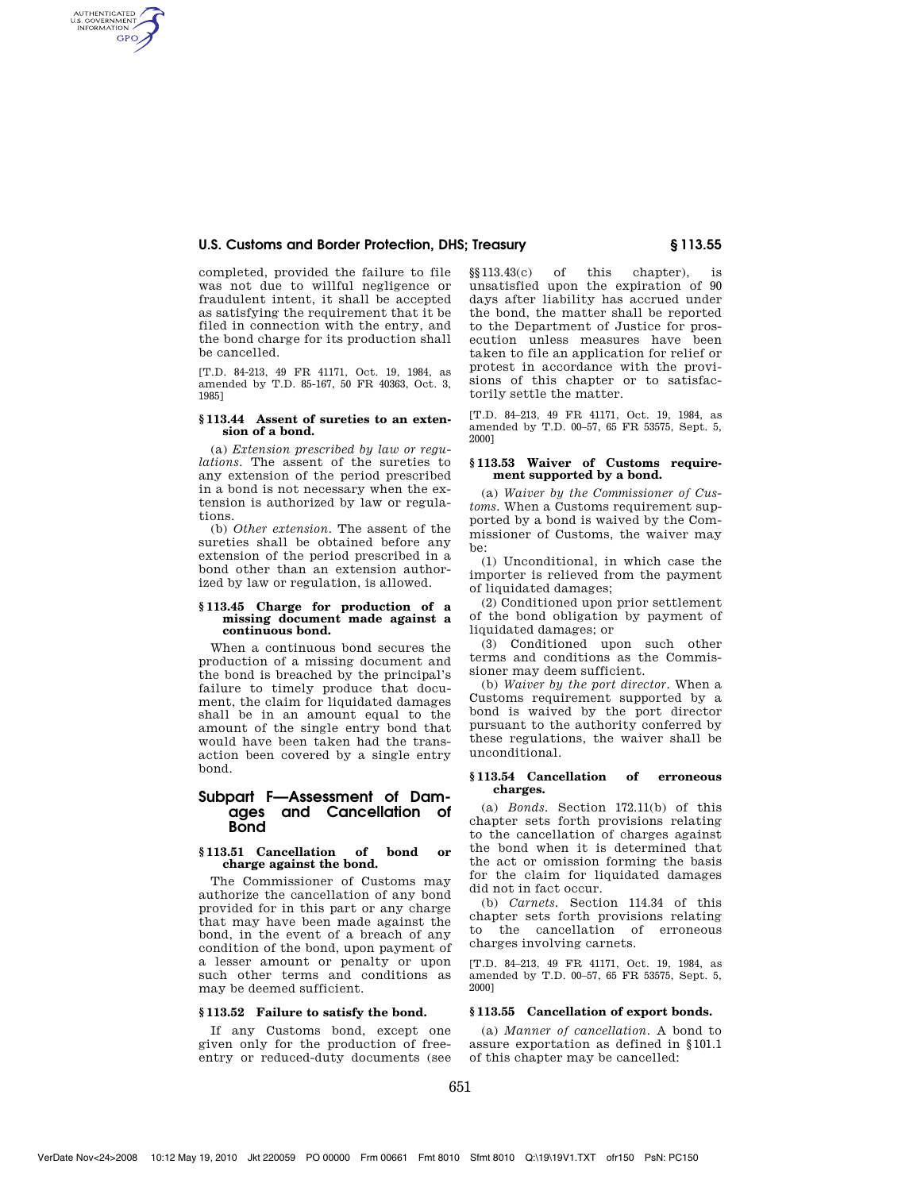completed, provided the failure to file was not due to willful negligence or fraudulent intent, it shall be accepted as satisfying the requirement that it be filed in connection with the entry, and the bond charge for its production shall be cancelled.

[T.D. 84-213, 49 FR 41171, Oct. 19, 1984, as amended by T.D. 85-167, 50 FR 40363, Oct. 3, 1985]

### § 113.44 Assent of sureties to an extension of a bond.

(a) *Extension prescribed by law or regulations.* The assent of the sureties to any extension of the period prescribed in a bond is not necessary when the extension is authorized by law or regulations.

(b) *Other extension.* The assent of the sureties shall be obtained before any extension of the period prescribed in a bond other than an extension authorized by law or regulation, is allowed.

### § 113.45 Charge for production of a missing document made against a continuous bond.

When a continuous bond secures the production of a missing document and the bond is breached by the principal's failure to timely produce that document, the claim for liquidated damages shall be in an amount equal to the amount of the single entry bond that would have been taken had the transaction been covered by a single entry bond.

## Subpart F—Assessment of Damages and Cancellation of Bond

### § 113.51 Cancellation of bond or charge against the bond.

The Commissioner of Customs may authorize the cancellation of any bond provided for in this part or any charge that may have been made against the bond, in the event of a breach of any condition of the bond, upon payment of a lesser amount or penalty or upon such other terms and conditions as may be deemed sufficient.

### § 113.52 Failure to satisfy the bond.

If any Customs bond, except one given only for the production of free-entry or reduced-duty documents (see §§113.43(c) of this chapter), is unsatisfied upon the expiration of 90 days after liability has accrued under the bond, the matter shall be reported to the Department of Justice for prosecution unless measures have been taken to file an application for relief or protest in accordance with the provisions of this chapter or to satisfactorily settle the matter.

[T.D. 84-213, 49 FR 41171, Oct. 19, 1984, as amended by T.D. 00-57, 65 FR 53575, Sept. 5, 2000]

### § 113.53 Waiver of Customs requirement supported by a bond.

(a) *Waiver by the Commissioner of Customs.* When a Customs requirement supported by a bond is waived by the Commissioner of Customs, the waiver may be:

(1) Unconditional, in which case the importer is relieved from the payment of liquidated damages;

(2) Conditioned upon prior settlement of the bond obligation by payment of liquidated damages; or

(3) Conditioned upon such other terms and conditions as the Commissioner may deem sufficient.

(b) *Waiver by the port director.* When a Customs requirement supported by a bond is waived by the port director pursuant to the authority conferred by these regulations, the waiver shall be unconditional.

### § 113.54 Cancellation of erroneous charges.

(a) *Bonds.* Section 172.11(b) of this chapter sets forth provisions relating to the cancellation of charges against the bond when it is determined that the act or omission forming the basis for the claim for liquidated damages did not in fact occur.

(b) *Carnets.* Section 114.34 of this chapter sets forth provisions relating to the cancellation of erroneous charges involving carnets.

[T.D. 84-213, 49 FR 41171, Oct. 19, 1984, as amended by T.D. 00-57, 65 FR 53575, Sept. 5, 2000]

### § 113.55 Cancellation of export bonds.

(a) *Manner of cancellation.* A bond to assure exportation as defined in §101.1 of this chapter may be cancelled: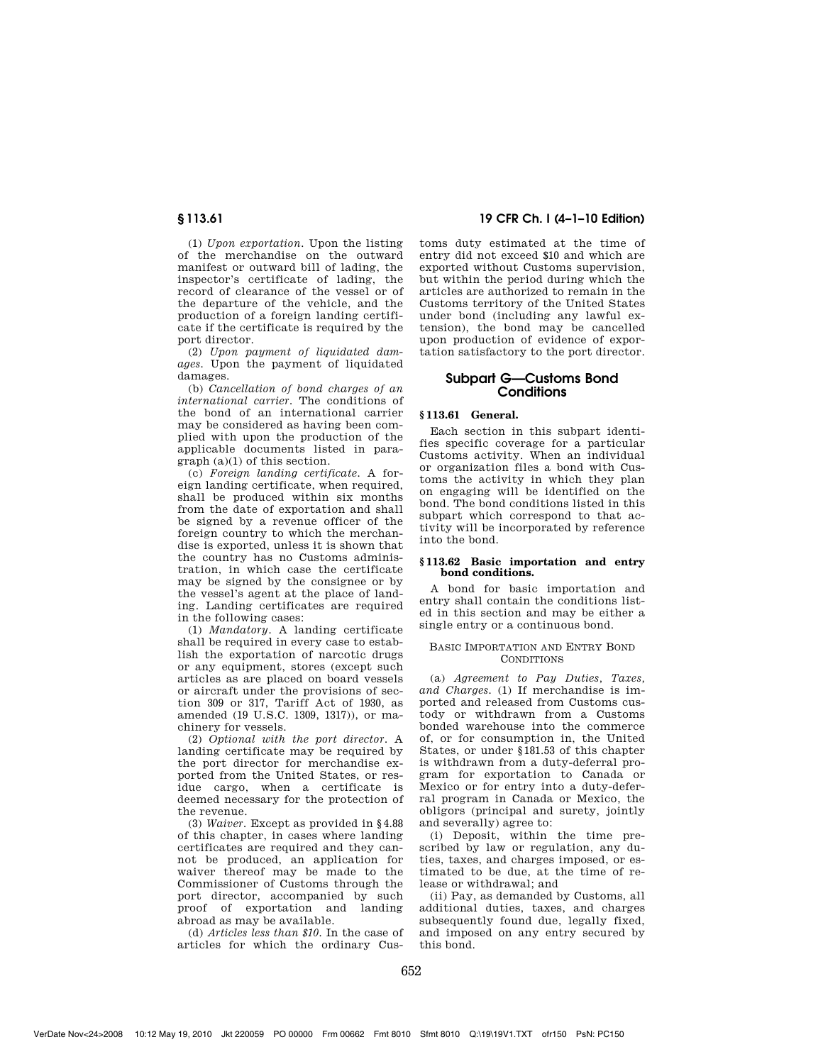(1) *Upon exportation.* Upon the listing of the merchandise on the outward manifest or outward bill of lading, the inspector's certificate of lading, the record of clearance of the vessel or of the departure of the vehicle, and the production of a foreign landing certificate if the certificate is required by the port director.

(2) *Upon payment of liquidated damages.* Upon the payment of liquidated damages.

(b) *Cancellation of bond charges of an international carrier.* The conditions of the bond of an international carrier may be considered as having been complied with upon the production of the applicable documents listed in paragraph (a)(1) of this section.

(c) *Foreign landing certificate.* A foreign landing certificate, when required, shall be produced within six months from the date of exportation and shall be signed by a revenue officer of the foreign country to which the merchandise is exported, unless it is shown that the country has no Customs administration, in which case the certificate may be signed by the consignee or by the vessel's agent at the place of landing. Landing certificates are required in the following cases:

(1) *Mandatory.* A landing certificate shall be required in every case to establish the exportation of narcotic drugs or any equipment, stores (except such articles as are placed on board vessels or aircraft under the provisions of section 309 or 317, Tariff Act of 1930, as amended (19 U.S.C. 1309, 1317)), or machinery for vessels.

(2) *Optional with the port director.* A landing certificate may be required by the port director for merchandise exported from the United States, or residue cargo, when a certificate is deemed necessary for the protection of the revenue.

(3) *Waiver.* Except as provided in §4.88 of this chapter, in cases where landing certificates are required and they cannot be produced, an application for waiver thereof may be made to the Commissioner of Customs through the port director, accompanied by such proof of exportation and landing abroad as may be available.

(d) *Articles less than $10.* In the case of articles for which the ordinary Customs duty estimated at the time of entry did not exceed $10 and which are exported without Customs supervision, but within the period during which the articles are authorized to remain in the Customs territory of the United States under bond (including any lawful extension), the bond may be cancelled upon production of evidence of exportation satisfactory to the port director.

## Subpart G—Customs Bond Conditions

### §113.61 General.

Each section in this subpart identifies specific coverage for a particular Customs activity. When an individual or organization files a bond with Customs the activity in which they plan on engaging will be identified on the bond. The bond conditions listed in this subpart which correspond to that activity will be incorporated by reference into the bond.

### §113.62 Basic importation and entry bond conditions.

A bond for basic importation and entry shall contain the conditions listed in this section and may be either a single entry or a continuous bond.

BASIC IMPORTATION AND ENTRY BOND CONDITIONS

(a) *Agreement to Pay Duties, Taxes, and Charges.* (1) If merchandise is imported and released from Customs custody or withdrawn from a Customs bonded warehouse into the commerce of, or for consumption in, the United States, or under §181.53 of this chapter is withdrawn from a duty-deferral program for exportation to Canada or Mexico or for entry into a duty-deferral program in Canada or Mexico, the obligors (principal and surety, jointly and severally) agree to:

(i) Deposit, within the time prescribed by law or regulation, any duties, taxes, and charges imposed, or estimated to be due, at the time of release or withdrawal; and

(ii) Pay, as demanded by Customs, all additional duties, taxes, and charges subsequently found due, legally fixed, and imposed on any entry secured by this bond.